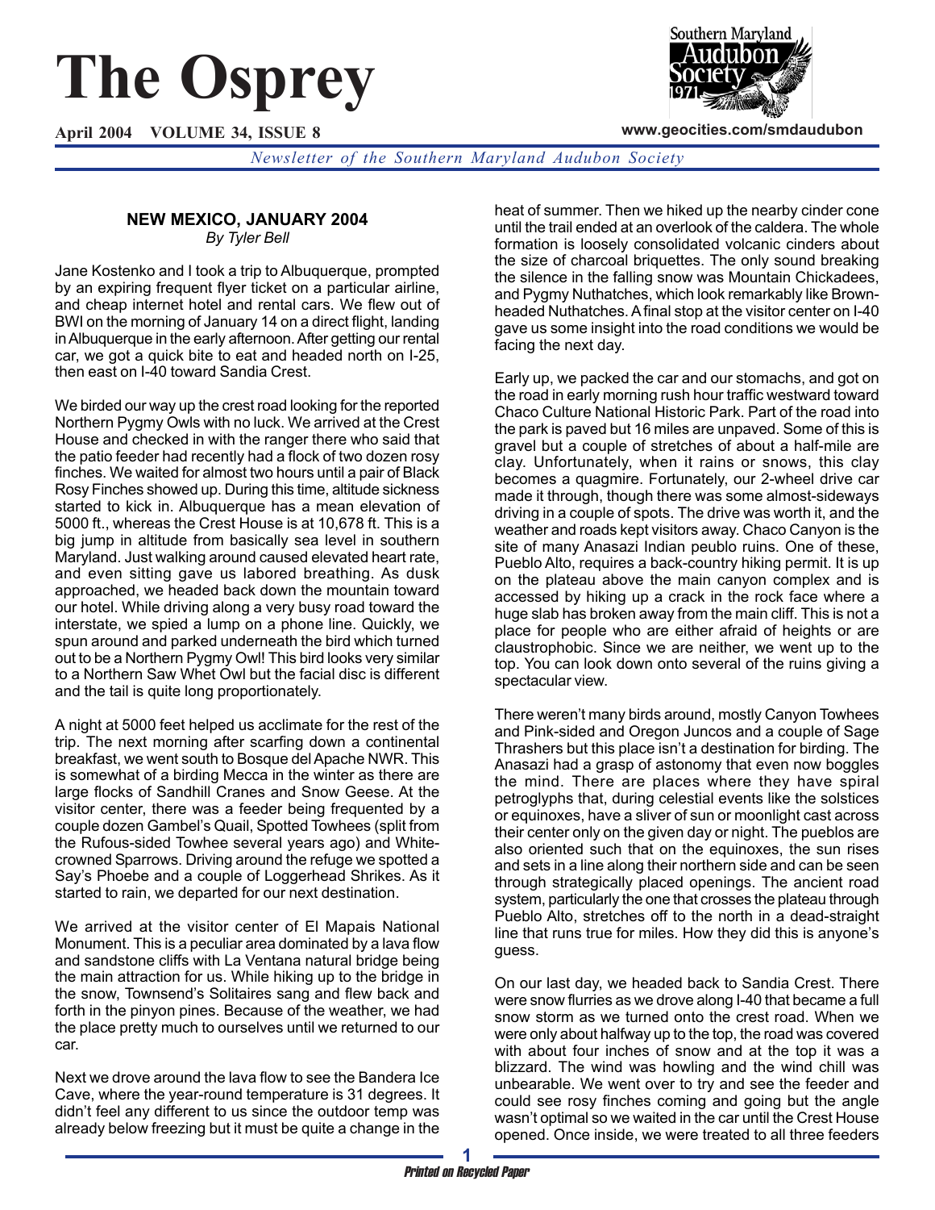# The Osprey

**April 2004 VOLUME 34, ISSUE 8**

**www.geocities.com/smdaudubon**

*Newsletter of the Southern Maryland Audubon Society*

### NEW MEXICO, JANUARY 2004

*By Tyler Bell*

Jane Kostenko and I took a trip to Albuquerque, prompted by an expiring frequent flyer ticket on a particular airline, and cheap internet hotel and rental cars. We flew out of BWI on the morning of January 14 on a direct flight, landing in Albuquerque in the early afternoon. After getting our rental car, we got a quick bite to eat and headed north on I-25, then east on I-40 toward Sandia Crest.

We birded our way up the crest road looking for the reported Northern Pygmy Owls with no luck. We arrived at the Crest House and checked in with the ranger there who said that the patio feeder had recently had a flock of two dozen rosy finches. We waited for almost two hours until a pair of Black Rosy Finches showed up. During this time, altitude sickness started to kick in. Albuquerque has a mean elevation of 5000 ft., whereas the Crest House is at 10,678 ft. This is a big jump in altitude from basically sea level in southern Maryland. Just walking around caused elevated heart rate, and even sitting gave us labored breathing. As dusk approached, we headed back down the mountain toward our hotel. While driving along a very busy road toward the interstate, we spied a lump on a phone line. Quickly, we spun around and parked underneath the bird which turned out to be a Northern Pygmy Owl! This bird looks very similar to a Northern Saw Whet Owl but the facial disc is different and the tail is quite long proportionately.

A night at 5000 feet helped us acclimate for the rest of the trip. The next morning after scarfing down a continental breakfast, we went south to Bosque del Apache NWR. This is somewhat of a birding Mecca in the winter as there are large flocks of Sandhill Cranes and Snow Geese. At the visitor center, there was a feeder being frequented by a couple dozen Gambel's Quail, Spotted Towhees (split from the Rufous-sided Towhee several years ago) and White-crowned Sparrows. Driving around the refuge we spotted a Say's Phoebe and a couple of Loggerhead Shrikes. As it started to rain, we departed for our next destination.

We arrived at the visitor center of El Mapais National Monument. This is a peculiar area dominated by a lava flow and sandstone cliffs with La Ventana natural bridge being the main attraction for us. While hiking up to the bridge in the snow, Townsend's Solitaires sang and flew back and forth in the pinyon pines. Because of the weather, we had the place pretty much to ourselves until we returned to our car.

Next we drove around the lava flow to see the Bandera Ice Cave, where the year-round temperature is 31 degrees. It didn't feel any different to us since the outdoor temp was already below freezing but it must be quite a change in the heat of summer. Then we hiked up the nearby cinder cone until the trail ended at an overlook of the caldera. The whole formation is loosely consolidated volcanic cinders about the size of charcoal briquettes. The only sound breaking the silence in the falling snow was Mountain Chickadees, and Pygmy Nuthatches, which look remarkably like Brown-headed Nuthatches. A final stop at the visitor center on I-40 gave us some insight into the road conditions we would be facing the next day.

Early up, we packed the car and our stomachs, and got on the road in early morning rush hour traffic westward toward Chaco Culture National Historic Park. Part of the road into the park is paved but 16 miles are unpaved. Some of this is gravel but a couple of stretches of about a half-mile are clay. Unfortunately, when it rains or snows, this clay becomes a quagmire. Fortunately, our 2-wheel drive car made it through, though there was some almost-sideways driving in a couple of spots. The drive was worth it, and the weather and roads kept visitors away. Chaco Canyon is the site of many Anasazi Indian peublo ruins. One of these, Pueblo Alto, requires a back-country hiking permit. It is up on the plateau above the main canyon complex and is accessed by hiking up a crack in the rock face where a huge slab has broken away from the main cliff. This is not a place for people who are either afraid of heights or are claustrophobic. Since we are neither, we went up to the top. You can look down onto several of the ruins giving a spectacular view.

There weren't many birds around, mostly Canyon Towhees and Pink-sided and Oregon Juncos and a couple of Sage Thrashers but this place isn't a destination for birding. The Anasazi had a grasp of astonomy that even now boggles the mind. There are places where they have spiral petroglyphs that, during celestial events like the solstices or equinoxes, have a sliver of sun or moonlight cast across their center only on the given day or night. The pueblos are also oriented such that on the equinoxes, the sun rises and sets in a line along their northern side and can be seen through strategically placed openings. The ancient road system, particularly the one that crosses the plateau through Pueblo Alto, stretches off to the north in a dead-straight line that runs true for miles. How they did this is anyone's guess.

On our last day, we headed back to Sandia Crest. There were snow flurries as we drove along I-40 that became a full snow storm as we turned onto the crest road. When we were only about halfway up to the top, the road was covered with about four inches of snow and at the top it was a blizzard. The wind was howling and the wind chill was unbearable. We went over to try and see the feeder and could see rosy finches coming and going but the angle wasn't optimal so we waited in the car until the Crest House opened. Once inside, we were treated to all three feeders

*Printed on Recycled Paper*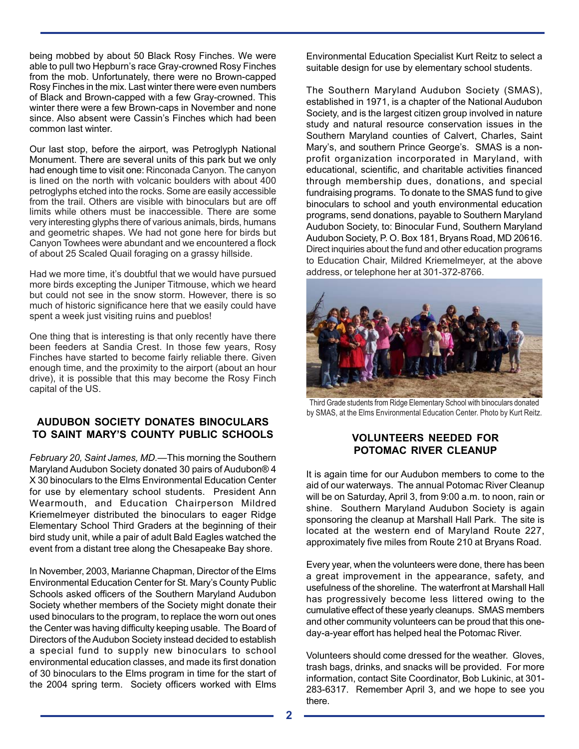being mobbed by about 50 Black Rosy Finches. We were able to pull two Hepburn's race Gray-crowned Rosy Finches from the mob. Unfortunately, there were no Brown-capped Rosy Finches in the mix. Last winter there were even numbers of Black and Brown-capped with a few Gray-crowned. This winter there were a few Brown-caps in November and none since. Also absent were Cassin's Finches which had been common last winter.

Our last stop, before the airport, was Petroglyph National Monument. There are several units of this park but we only had enough time to visit one: Rinconada Canyon. The canyon is lined on the north with volcanic boulders with about 400 petroglyphs etched into the rocks. Some are easily accessible from the trail. Others are visible with binoculars but are off limits while others must be inaccessible. There are some very interesting glyphs there of various animals, birds, humans and geometric shapes. We had not gone here for birds but Canyon Towhees were abundant and we encountered a flock of about 25 Scaled Quail foraging on a grassy hillside.

Had we more time, it's doubtful that we would have pursued more birds excepting the Juniper Titmouse, which we heard but could not see in the snow storm. However, there is so much of historic significance here that we easily could have spent a week just visiting ruins and pueblos!

One thing that is interesting is that only recently have there been feeders at Sandia Crest. In those few years, Rosy Finches have started to become fairly reliable there. Given enough time, and the proximity to the airport (about an hour drive), it is possible that this may become the Rosy Finch capital of the US.

## AUDUBON SOCIETY DONATES BINOCULARS TO SAINT MARY'S COUNTY PUBLIC SCHOOLS

*February 20, Saint James, MD.*—This morning the Southern Maryland Audubon Society donated 30 pairs of Audubon® 4 X 30 binoculars to the Elms Environmental Education Center for use by elementary school students. President Ann Wearmouth, and Education Chairperson Mildred Kriemelmeyer distributed the binoculars to eager Ridge Elementary School Third Graders at the beginning of their bird study unit, while a pair of adult Bald Eagles watched the event from a distant tree along the Chesapeake Bay shore.

In November, 2003, Marianne Chapman, Director of the Elms Environmental Education Center for St. Mary's County Public Schools asked officers of the Southern Maryland Audubon Society whether members of the Society might donate their used binoculars to the program, to replace the worn out ones the Center was having difficulty keeping usable. The Board of Directors of the Audubon Society instead decided to establish a special fund to supply new binoculars to school environmental education classes, and made its first donation of 30 binoculars to the Elms program in time for the start of the 2004 spring term. Society officers worked with Elms Environmental Education Specialist Kurt Reitz to select a suitable design for use by elementary school students.

The Southern Maryland Audubon Society (SMAS), established in 1971, is a chapter of the National Audubon Society, and is the largest citizen group involved in nature study and natural resource conservation issues in the Southern Maryland counties of Calvert, Charles, Saint Mary's, and southern Prince George's. SMAS is a non-profit organization incorporated in Maryland, with educational, scientific, and charitable activities financed through membership dues, donations, and special fundraising programs. To donate to the SMAS fund to give binoculars to school and youth environmental education programs, send donations, payable to Southern Maryland Audubon Society, to: Binocular Fund, Southern Maryland Audubon Society, P. O. Box 181, Bryans Road, MD 20616. Direct inquiries about the fund and other education programs to Education Chair, Mildred Kriemelmeyer, at the above address, or telephone her at 301-372-8766.

Third Grade students from Ridge Elementary School with binoculars donated by SMAS, at the Elms Environmental Education Center. Photo by Kurt Reitz.

## VOLUNTEERS NEEDED FOR POTOMAC RIVER CLEANUP

It is again time for our Audubon members to come to the aid of our waterways. The annual Potomac River Cleanup will be on Saturday, April 3, from 9:00 a.m. to noon, rain or shine. Southern Maryland Audubon Society is again sponsoring the cleanup at Marshall Hall Park. The site is located at the western end of Maryland Route 227, approximately five miles from Route 210 at Bryans Road.

Every year, when the volunteers were done, there has been a great improvement in the appearance, safety, and usefulness of the shoreline. The waterfront at Marshall Hall has progressively become less littered owing to the cumulative effect of these yearly cleanups. SMAS members and other community volunteers can be proud that this one-day-a-year effort has helped heal the Potomac River.

Volunteers should come dressed for the weather. Gloves, trash bags, drinks, and snacks will be provided. For more information, contact Site Coordinator, Bob Lukinic, at 301-283-6317. Remember April 3, and we hope to see you there.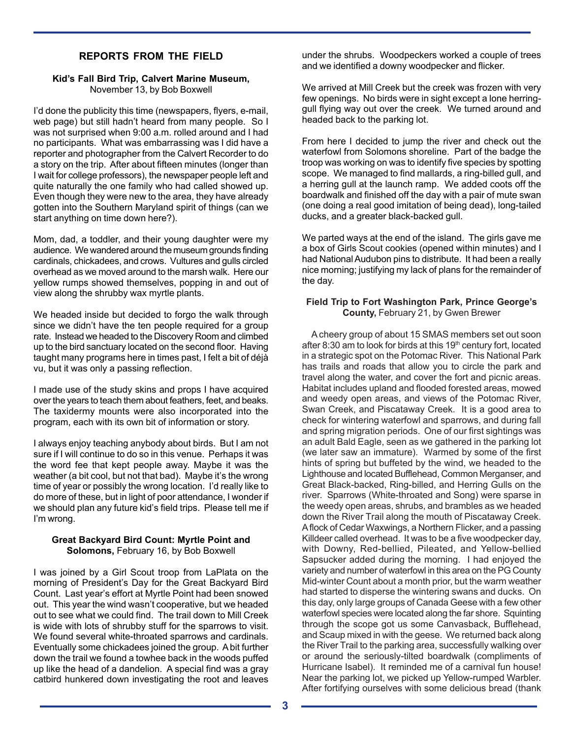## REPORTS FROM THE FIELD

**Kid's Fall Bird Trip, Calvert Marine Museum,**
November 13, by Bob Boxwell

I'd done the publicity this time (newspapers, flyers, e-mail, web page) but still hadn't heard from many people. So I was not surprised when 9:00 a.m. rolled around and I had no participants. What was embarrassing was I did have a reporter and photographer from the Calvert Recorder to do a story on the trip. After about fifteen minutes (longer than I wait for college professors), the newspaper people left and quite naturally the one family who had called showed up. Even though they were new to the area, they have already gotten into the Southern Maryland spirit of things (can we start anything on time down here?).

Mom, dad, a toddler, and their young daughter were my audience. We wandered around the museum grounds finding cardinals, chickadees, and crows. Vultures and gulls circled overhead as we moved around to the marsh walk. Here our yellow rumps showed themselves, popping in and out of view along the shrubby wax myrtle plants.

We headed inside but decided to forgo the walk through since we didn't have the ten people required for a group rate. Instead we headed to the Discovery Room and climbed up to the bird sanctuary located on the second floor. Having taught many programs here in times past, I felt a bit of déjà vu, but it was only a passing reflection.

I made use of the study skins and props I have acquired over the years to teach them about feathers, feet, and beaks. The taxidermy mounts were also incorporated into the program, each with its own bit of information or story.

I always enjoy teaching anybody about birds. But I am not sure if I will continue to do so in this venue. Perhaps it was the word fee that kept people away. Maybe it was the weather (a bit cool, but not that bad). Maybe it's the wrong time of year or possibly the wrong location. I'd really like to do more of these, but in light of poor attendance, I wonder if we should plan any future kid's field trips. Please tell me if I'm wrong.

**Great Backyard Bird Count: Myrtle Point and Solomons,** February 16, by Bob Boxwell

I was joined by a Girl Scout troop from LaPlata on the morning of President's Day for the Great Backyard Bird Count. Last year's effort at Myrtle Point had been snowed out. This year the wind wasn't cooperative, but we headed out to see what we could find. The trail down to Mill Creek is wide with lots of shrubby stuff for the sparrows to visit. We found several white-throated sparrows and cardinals. Eventually some chickadees joined the group. A bit further down the trail we found a towhee back in the woods puffed up like the head of a dandelion. A special find was a gray catbird hunkered down investigating the root and leaves under the shrubs. Woodpeckers worked a couple of trees and we identified a downy woodpecker and flicker.

We arrived at Mill Creek but the creek was frozen with very few openings. No birds were in sight except a lone herring-gull flying way out over the creek. We turned around and headed back to the parking lot.

From here I decided to jump the river and check out the waterfowl from Solomons shoreline. Part of the badge the troop was working on was to identify five species by spotting scope. We managed to find mallards, a ring-billed gull, and a herring gull at the launch ramp. We added coots off the boardwalk and finished off the day with a pair of mute swan (one doing a real good imitation of being dead), long-tailed ducks, and a greater black-backed gull.

We parted ways at the end of the island. The girls gave me a box of Girls Scout cookies (opened within minutes) and I had National Audubon pins to distribute. It had been a really nice morning; justifying my lack of plans for the remainder of the day.

**Field Trip to Fort Washington Park, Prince George's County,** February 21, by Gwen Brewer

A cheery group of about 15 SMAS members set out soon after 8:30 am to look for birds at this 19th century fort, located in a strategic spot on the Potomac River. This National Park has trails and roads that allow you to circle the park and travel along the water, and cover the fort and picnic areas. Habitat includes upland and flooded forested areas, mowed and weedy open areas, and views of the Potomac River, Swan Creek, and Piscataway Creek. It is a good area to check for wintering waterfowl and sparrows, and during fall and spring migration periods. One of our first sightings was an adult Bald Eagle, seen as we gathered in the parking lot (we later saw an immature). Warmed by some of the first hints of spring but buffeted by the wind, we headed to the Lighthouse and located Bufflehead, Common Merganser, and Great Black-backed, Ring-billed, and Herring Gulls on the river. Sparrows (White-throated and Song) were sparse in the weedy open areas, shrubs, and brambles as we headed down the River Trail along the mouth of Piscataway Creek. A flock of Cedar Waxwings, a Northern Flicker, and a passing Killdeer called overhead. It was to be a five woodpecker day, with Downy, Red-bellied, Pileated, and Yellow-bellied Sapsucker added during the morning. I had enjoyed the variety and number of waterfowl in this area on the PG County Mid-winter Count about a month prior, but the warm weather had started to disperse the wintering swans and ducks. On this day, only large groups of Canada Geese with a few other waterfowl species were located along the far shore. Squinting through the scope got us some Canvasback, Bufflehead, and Scaup mixed in with the geese. We returned back along the River Trail to the parking area, successfully walking over or around the seriously-tilted boardwalk (compliments of Hurricane Isabel). It reminded me of a carnival fun house! Near the parking lot, we picked up Yellow-rumped Warbler. After fortifying ourselves with some delicious bread (thank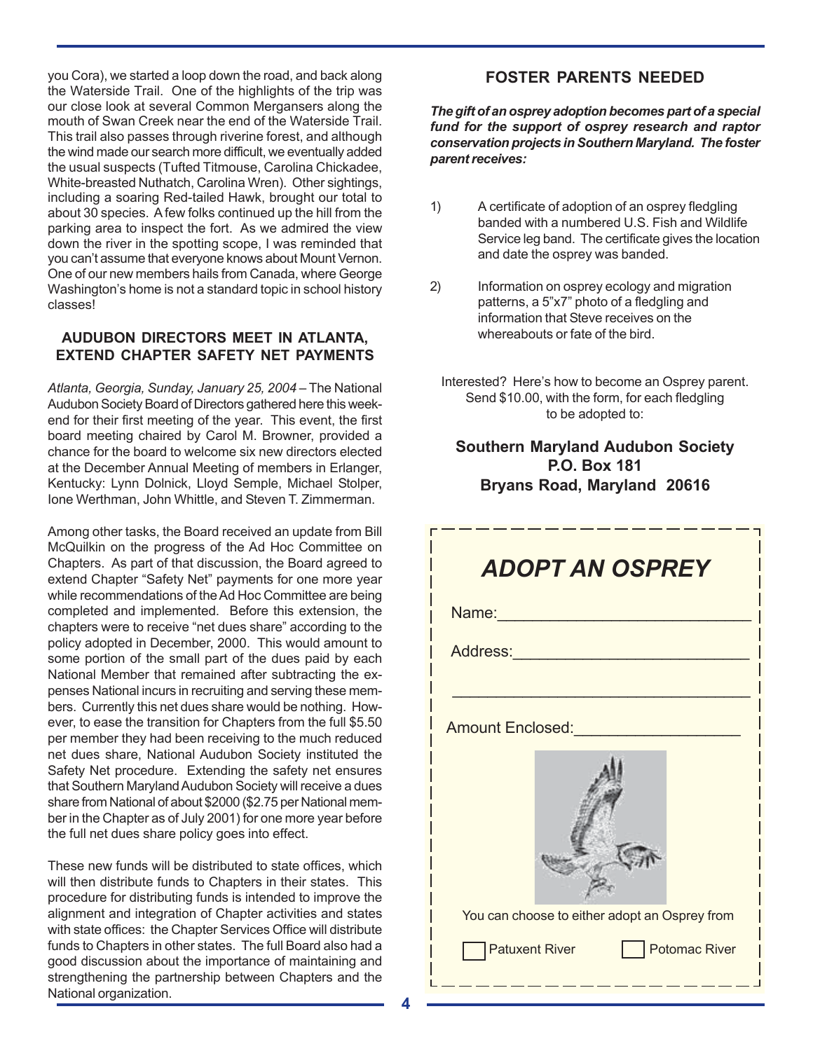you Cora), we started a loop down the road, and back along the Waterside Trail. One of the highlights of the trip was our close look at several Common Mergansers along the mouth of Swan Creek near the end of the Waterside Trail. This trail also passes through riverine forest, and although the wind made our search more difficult, we eventually added the usual suspects (Tufted Titmouse, Carolina Chickadee, White-breasted Nuthatch, Carolina Wren). Other sightings, including a soaring Red-tailed Hawk, brought our total to about 30 species. A few folks continued up the hill from the parking area to inspect the fort. As we admired the view down the river in the spotting scope, I was reminded that you can't assume that everyone knows about Mount Vernon. One of our new members hails from Canada, where George Washington's home is not a standard topic in school history classes!

## AUDUBON DIRECTORS MEET IN ATLANTA, EXTEND CHAPTER SAFETY NET PAYMENTS

*Atlanta, Georgia, Sunday, January 25, 2004* – The National Audubon Society Board of Directors gathered here this weekend for their first meeting of the year. This event, the first board meeting chaired by Carol M. Browner, provided a chance for the board to welcome six new directors elected at the December Annual Meeting of members in Erlanger, Kentucky: Lynn Dolnick, Lloyd Semple, Michael Stolper, Ione Werthman, John Whittle, and Steven T. Zimmerman.

Among other tasks, the Board received an update from Bill McQuilkin on the progress of the Ad Hoc Committee on Chapters. As part of that discussion, the Board agreed to extend Chapter "Safety Net" payments for one more year while recommendations of the Ad Hoc Committee are being completed and implemented. Before this extension, the chapters were to receive "net dues share" according to the policy adopted in December, 2000. This would amount to some portion of the small part of the dues paid by each National Member that remained after subtracting the expenses National incurs in recruiting and serving these members. Currently this net dues share would be nothing. However, to ease the transition for Chapters from the full $5.50 per member they had been receiving to the much reduced net dues share, National Audubon Society instituted the Safety Net procedure. Extending the safety net ensures that Southern Maryland Audubon Society will receive a dues share from National of about $2000 ($2.75 per National member in the Chapter as of July 2001) for one more year before the full net dues share policy goes into effect.

These new funds will be distributed to state offices, which will then distribute funds to Chapters in their states. This procedure for distributing funds is intended to improve the alignment and integration of Chapter activities and states with state offices: the Chapter Services Office will distribute funds to Chapters in other states. The full Board also had a good discussion about the importance of maintaining and strengthening the partnership between Chapters and the National organization.

## FOSTER PARENTS NEEDED

***The gift of an osprey adoption becomes part of a special fund for the support of osprey research and raptor conservation projects in Southern Maryland. The foster parent receives:***

1) A certificate of adoption of an osprey fledgling banded with a numbered U.S. Fish and Wildlife Service leg band. The certificate gives the location and date the osprey was banded.

2) Information on osprey ecology and migration patterns, a 5"x7" photo of a fledgling and information that Steve receives on the whereabouts or fate of the bird.

Interested? Here's how to become an Osprey parent. Send $10.00, with the form, for each fledgling to be adopted to:

**Southern Maryland Audubon Society**
**P.O. Box 181**
**Bryans Road, Maryland 20616**

## *ADOPT AN OSPREY*

Name:\_\_\_\_\_\_\_\_\_\_\_\_\_\_\_\_\_\_\_\_\_\_\_\_\_\_\_\_

Address:\_\_\_\_\_\_\_\_\_\_\_\_\_\_\_\_\_\_\_\_\_\_\_\_\_\_

\_\_\_\_\_\_\_\_\_\_\_\_\_\_\_\_\_\_\_\_\_\_\_\_\_\_\_\_\_\_\_\_\_\_

Amount Enclosed:\_\_\_\_\_\_\_\_\_\_\_\_\_\_\_\_\_\_

You can choose to either adopt an Osprey from

☐ Patuxent River ☐ Potomac River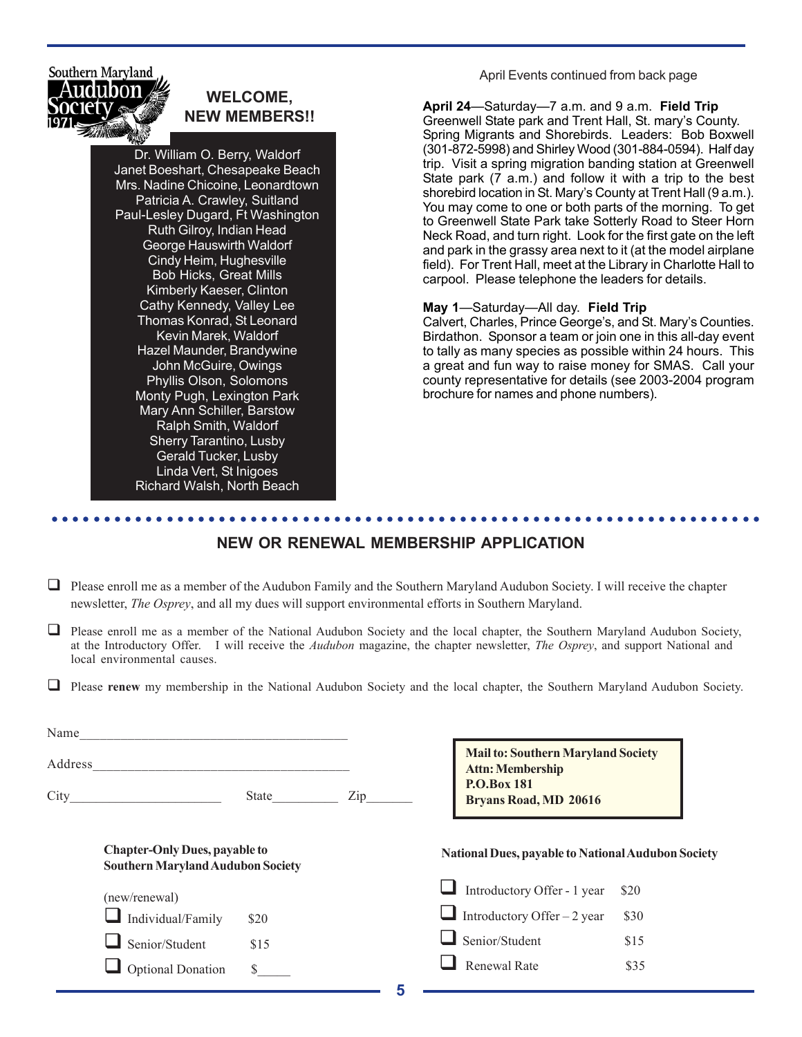Southern Maryland Audubon Society 1971

## WELCOME, NEW MEMBERS!!

Dr. William O. Berry, Waldorf
Janet Boeshart, Chesapeake Beach
Mrs. Nadine Chicoine, Leonardtown
Patricia A. Crawley, Suitland
Paul-Lesley Dugard, Ft Washington
Ruth Gilroy, Indian Head
George Hauswirth Waldorf
Cindy Heim, Hughesville
Bob Hicks, Great Mills
Kimberly Kaeser, Clinton
Cathy Kennedy, Valley Lee
Thomas Konrad, St Leonard
Kevin Marek, Waldorf
Hazel Maunder, Brandywine
John McGuire, Owings
Phyllis Olson, Solomons
Monty Pugh, Lexington Park
Mary Ann Schiller, Barstow
Ralph Smith, Waldorf
Sherry Tarantino, Lusby
Gerald Tucker, Lusby
Linda Vert, St Inigoes
Richard Walsh, North Beach

April Events continued from back page

**April 24**—Saturday—7 a.m. and 9 a.m. **Field Trip**
Greenwell State park and Trent Hall, St. mary's County. Spring Migrants and Shorebirds. Leaders: Bob Boxwell (301-872-5998) and Shirley Wood (301-884-0594). Half day trip. Visit a spring migration banding station at Greenwell State park (7 a.m.) and follow it with a trip to the best shorebird location in St. Mary's County at Trent Hall (9 a.m.). You may come to one or both parts of the morning. To get to Greenwell State Park take Sotterly Road to Steer Horn Neck Road, and turn right. Look for the first gate on the left and park in the grassy area next to it (at the model airplane field). For Trent Hall, meet at the Library in Charlotte Hall to carpool. Please telephone the leaders for details.

**May 1**—Saturday—All day. **Field Trip**
Calvert, Charles, Prince George's, and St. Mary's Counties. Birdathon. Sponsor a team or join one in this all-day event to tally as many species as possible within 24 hours. This a great and fun way to raise money for SMAS. Call your county representative for details (see 2003-2004 program brochure for names and phone numbers).

## NEW OR RENEWAL MEMBERSHIP APPLICATION

- ❑ Please enroll me as a member of the Audubon Family and the Southern Maryland Audubon Society. I will receive the chapter newsletter, *The Osprey*, and all my dues will support environmental efforts in Southern Maryland.
- ❑ Please enroll me as a member of the National Audubon Society and the local chapter, the Southern Maryland Audubon Society, at the Introductory Offer. I will receive the *Audubon* magazine, the chapter newsletter, *The Osprey*, and support National and local environmental causes.
- ❑ Please **renew** my membership in the National Audubon Society and the local chapter, the Southern Maryland Audubon Society.

Name\_\_\_\_\_\_\_\_\_\_\_\_\_\_\_\_\_\_\_\_\_\_\_\_\_\_\_\_\_\_\_\_\_\_\_\_\_\_\_

Address\_\_\_\_\_\_\_\_\_\_\_\_\_\_\_\_\_\_\_\_\_\_\_\_\_\_\_\_\_\_\_\_\_\_\_\_\_

City\_\_\_\_\_\_\_\_\_\_\_\_\_\_\_\_\_\_\_\_\_\_ State\_\_\_\_\_\_\_\_\_\_ Zip\_\_\_\_\_\_\_

**Mail to: Southern Maryland Society**
**Attn: Membership**
**P.O.Box 181**
**Bryans Road, MD 20616**

**Chapter-Only Dues, payable to Southern Maryland Audubon Society**

(new/renewal)

- ❑ Individual/Family $20
- ❑ Senior/Student $15
- ❑ Optional Donation $\_\_\_\_\_

**National Dues, payable to National Audubon Society**

- ❑ Introductory Offer - 1 year $20
- ❑ Introductory Offer – 2 year $30
- ❑ Senior/Student $15
- ❑ Renewal Rate $35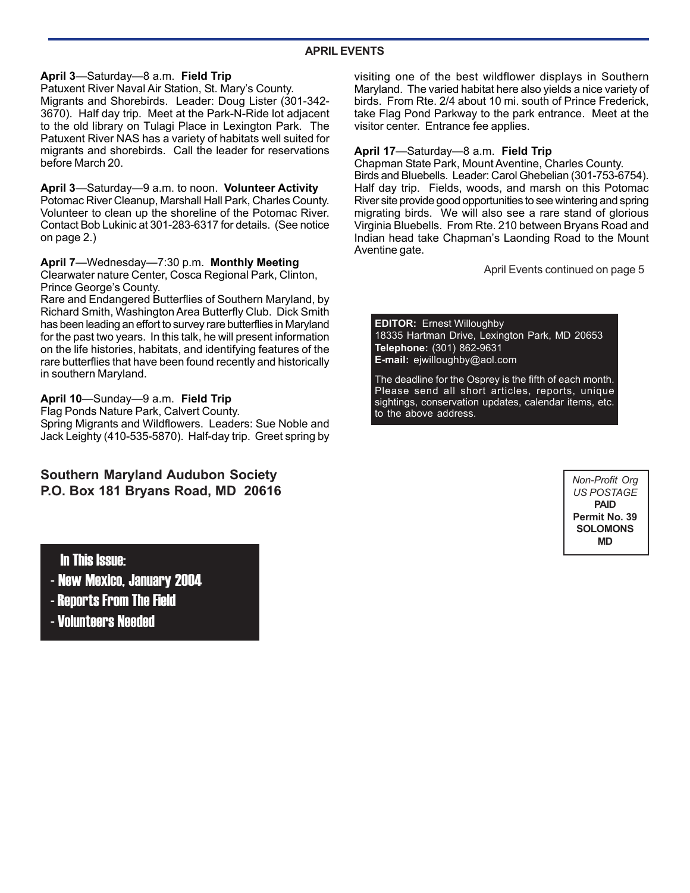## APRIL EVENTS

**April 3**—Saturday—8 a.m. **Field Trip**
Patuxent River Naval Air Station, St. Mary's County.
Migrants and Shorebirds. Leader: Doug Lister (301-342-3670). Half day trip. Meet at the Park-N-Ride lot adjacent to the old library on Tulagi Place in Lexington Park. The Patuxent River NAS has a variety of habitats well suited for migrants and shorebirds. Call the leader for reservations before March 20.

**April 3**—Saturday—9 a.m. to noon. **Volunteer Activity**
Potomac River Cleanup, Marshall Hall Park, Charles County. Volunteer to clean up the shoreline of the Potomac River. Contact Bob Lukinic at 301-283-6317 for details. (See notice on page 2.)

**April 7**—Wednesday—7:30 p.m. **Monthly Meeting**
Clearwater nature Center, Cosca Regional Park, Clinton, Prince George's County.
Rare and Endangered Butterflies of Southern Maryland, by Richard Smith, Washington Area Butterfly Club. Dick Smith has been leading an effort to survey rare butterflies in Maryland for the past two years. In this talk, he will present information on the life histories, habitats, and identifying features of the rare butterflies that have been found recently and historically in southern Maryland.

**April 10**—Sunday—9 a.m. **Field Trip**
Flag Ponds Nature Park, Calvert County.
Spring Migrants and Wildflowers. Leaders: Sue Noble and Jack Leighty (410-535-5870). Half-day trip. Greet spring by visiting one of the best wildflower displays in Southern Maryland. The varied habitat here also yields a nice variety of birds. From Rte. 2/4 about 10 mi. south of Prince Frederick, take Flag Pond Parkway to the park entrance. Meet at the visitor center. Entrance fee applies.

**April 17**—Saturday—8 a.m. **Field Trip**
Chapman State Park, Mount Aventine, Charles County.
Birds and Bluebells. Leader: Carol Ghebelian (301-753-6754). Half day trip. Fields, woods, and marsh on this Potomac River site provide good opportunities to see wintering and spring migrating birds. We will also see a rare stand of glorious Virginia Bluebells. From Rte. 210 between Bryans Road and Indian head take Chapman's Laonding Road to the Mount Aventine gate.

April Events continued on page 5

**EDITOR:** Ernest Willoughby
18335 Hartman Drive, Lexington Park, MD 20653
**Telephone:** (301) 862-9631
**E-mail:** ejwilloughby@aol.com

The deadline for the Osprey is the fifth of each month. Please send all short articles, reports, unique sightings, conservation updates, calendar items, etc. to the above address.

**Southern Maryland Audubon Society**
**P.O. Box 181 Bryans Road, MD 20616**

*Non-Profit Org*
*US POSTAGE*
**PAID**
**Permit No. 39**
**SOLOMONS**
**MD**

**In This Issue:**
- New Mexico, January 2004
- Reports From The Field
- Volunteers Needed